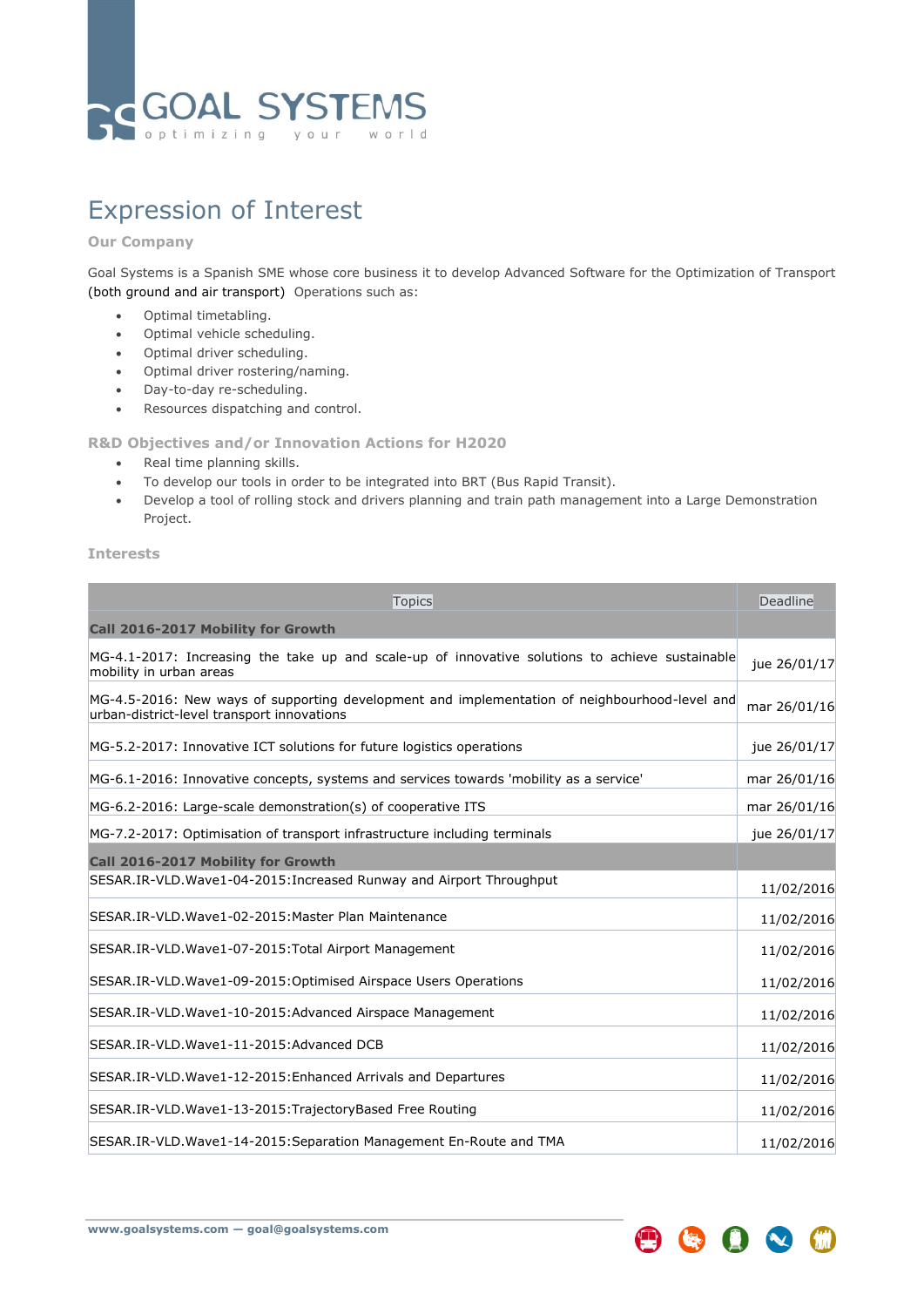GOAL SYSTEMS
optimizing your world

# Expression of Interest

### Our Company

Goal Systems is a Spanish SME whose core business it to develop Advanced Software for the Optimization of Transport (both ground and air transport) Operations such as:

- Optimal timetabling.
- Optimal vehicle scheduling.
- Optimal driver scheduling.
- Optimal driver rostering/naming.
- Day-to-day re-scheduling.
- Resources dispatching and control.

### R&D Objectives and/or Innovation Actions for H2020

- Real time planning skills.
- To develop our tools in order to be integrated into BRT (Bus Rapid Transit).
- Develop a tool of rolling stock and drivers planning and train path management into a Large Demonstration Project.

### Interests

| Topics | Deadline |
|---|---|
| **Call 2016-2017 Mobility for Growth** | |
| MG-4.1-2017: Increasing the take up and scale-up of innovative solutions to achieve sustainable mobility in urban areas | jue 26/01/17 |
| MG-4.5-2016: New ways of supporting development and implementation of neighbourhood-level and urban-district-level transport innovations | mar 26/01/16 |
| MG-5.2-2017: Innovative ICT solutions for future logistics operations | jue 26/01/17 |
| MG-6.1-2016: Innovative concepts, systems and services towards 'mobility as a service' | mar 26/01/16 |
| MG-6.2-2016: Large-scale demonstration(s) of cooperative ITS | mar 26/01/16 |
| MG-7.2-2017: Optimisation of transport infrastructure including terminals | jue 26/01/17 |
| **Call 2016-2017 Mobility for Growth** | |
| SESAR.IR-VLD.Wave1-04-2015:Increased Runway and Airport Throughput | 11/02/2016 |
| SESAR.IR-VLD.Wave1-02-2015:Master Plan Maintenance | 11/02/2016 |
| SESAR.IR-VLD.Wave1-07-2015:Total Airport Management | 11/02/2016 |
| SESAR.IR-VLD.Wave1-09-2015:Optimised Airspace Users Operations | 11/02/2016 |
| SESAR.IR-VLD.Wave1-10-2015:Advanced Airspace Management | 11/02/2016 |
| SESAR.IR-VLD.Wave1-11-2015:Advanced DCB | 11/02/2016 |
| SESAR.IR-VLD.Wave1-12-2015:Enhanced Arrivals and Departures | 11/02/2016 |
| SESAR.IR-VLD.Wave1-13-2015:TrajectoryBased Free Routing | 11/02/2016 |
| SESAR.IR-VLD.Wave1-14-2015:Separation Management En-Route and TMA | 11/02/2016 |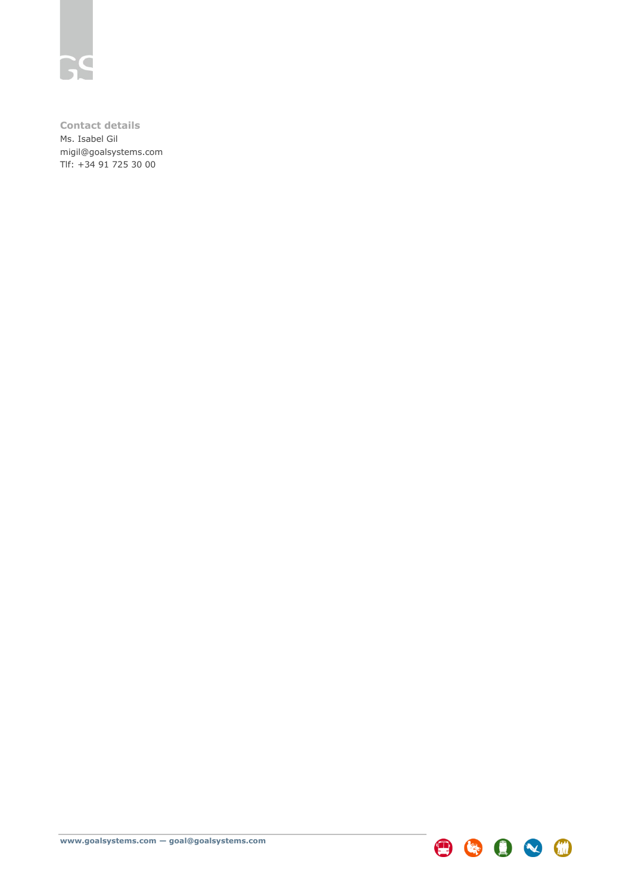**Contact details**

Ms. Isabel Gil
migil@goalsystems.com
Tlf: +34 91 725 30 00

www.goalsystems.com — goal@goalsystems.com